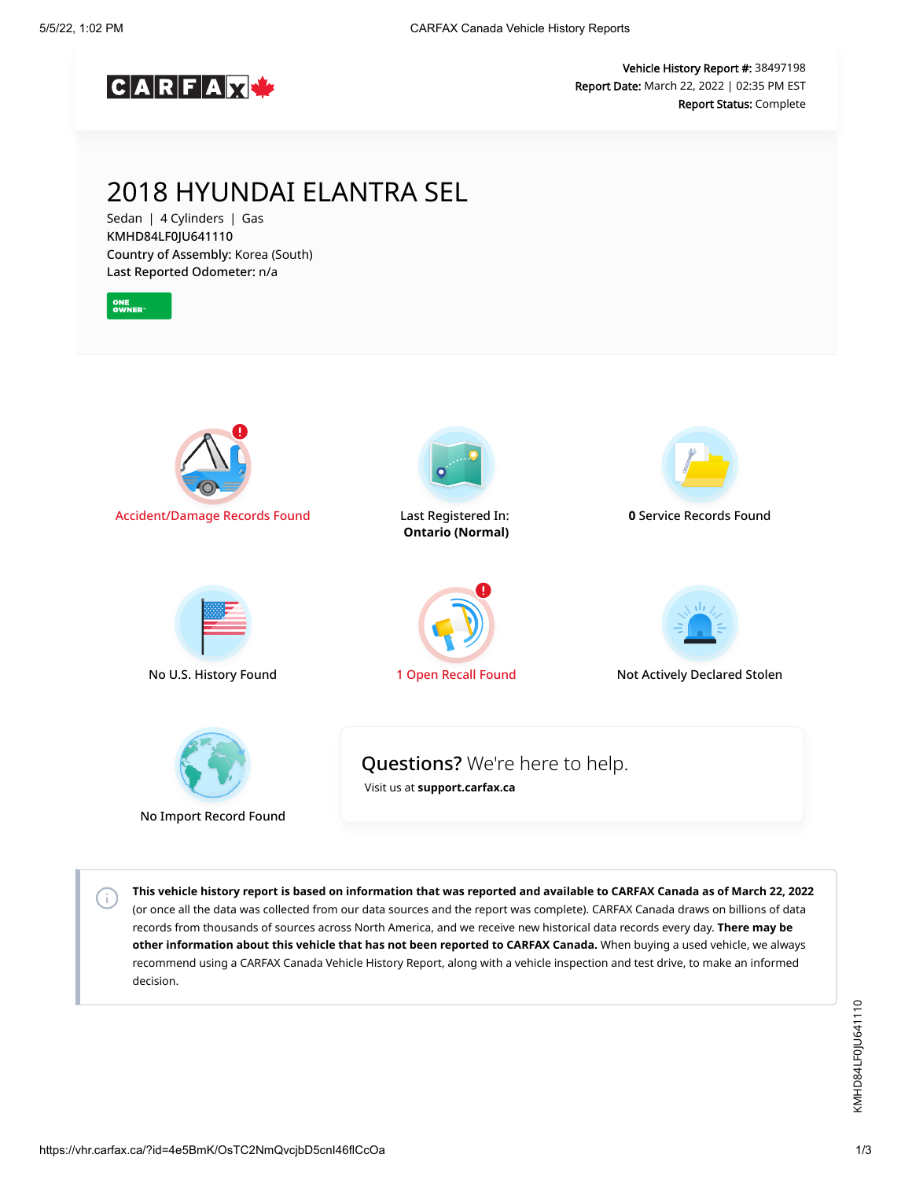CARFAX

**Vehicle History Report #:** 38497198
**Report Date:** March 22, 2022 | 02:35 PM EST
**Report Status:** Complete

# 2018 HYUNDAI ELANTRA SEL

Sedan | 4 Cylinders | Gas
KMHD84LF0JU641110
**Country of Assembly:** Korea (South)
**Last Reported Odometer:** n/a

ONE OWNER

Accident/Damage Records Found

Last Registered In: **Ontario (Normal)**

**0** Service Records Found

No U.S. History Found

1 Open Recall Found

Not Actively Declared Stolen

No Import Record Found

**Questions?** We're here to help.
Visit us at **support.carfax.ca**

**This vehicle history report is based on information that was reported and available to CARFAX Canada as of March 22, 2022** (or once all the data was collected from our data sources and the report was complete). CARFAX Canada draws on billions of data records from thousands of sources across North America, and we receive new historical data records every day. **There may be other information about this vehicle that has not been reported to CARFAX Canada.** When buying a used vehicle, we always recommend using a CARFAX Canada Vehicle History Report, along with a vehicle inspection and test drive, to make an informed decision.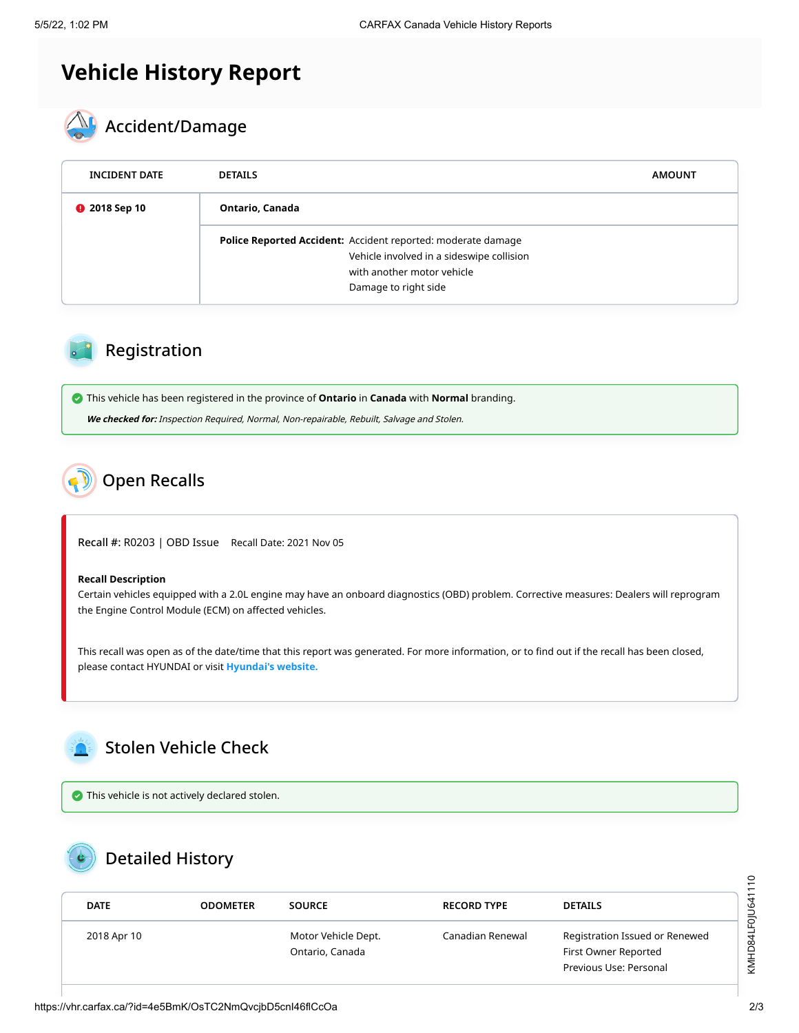# Vehicle History Report

## Accident/Damage

| INCIDENT DATE | DETAILS | | AMOUNT |
|---|---|---|---|
| 2018 Sep 10 | Ontario, Canada | | |
| | **Police Reported Accident:** | Accident reported: moderate damage<br>Vehicle involved in a sideswipe collision with another motor vehicle<br>Damage to right side | |

## Registration

This vehicle has been registered in the province of **Ontario** in **Canada** with **Normal** branding.

***We checked for:*** *Inspection Required, Normal, Non-repairable, Rebuilt, Salvage and Stolen.*

## Open Recalls

Recall #: R0203 | OBD Issue Recall Date: 2021 Nov 05

**Recall Description**

Certain vehicles equipped with a 2.0L engine may have an onboard diagnostics (OBD) problem. Corrective measures: Dealers will reprogram the Engine Control Module (ECM) on affected vehicles.

This recall was open as of the date/time that this report was generated. For more information, or to find out if the recall has been closed, please contact HYUNDAI or visit **Hyundai's website.**

## Stolen Vehicle Check

This vehicle is not actively declared stolen.

## Detailed History

| DATE | ODOMETER | SOURCE | RECORD TYPE | DETAILS |
|---|---|---|---|---|
| 2018 Apr 10 | | Motor Vehicle Dept.<br>Ontario, Canada | Canadian Renewal | Registration Issued or Renewed<br>First Owner Reported<br>Previous Use: Personal |

KMHD84LF0JU641110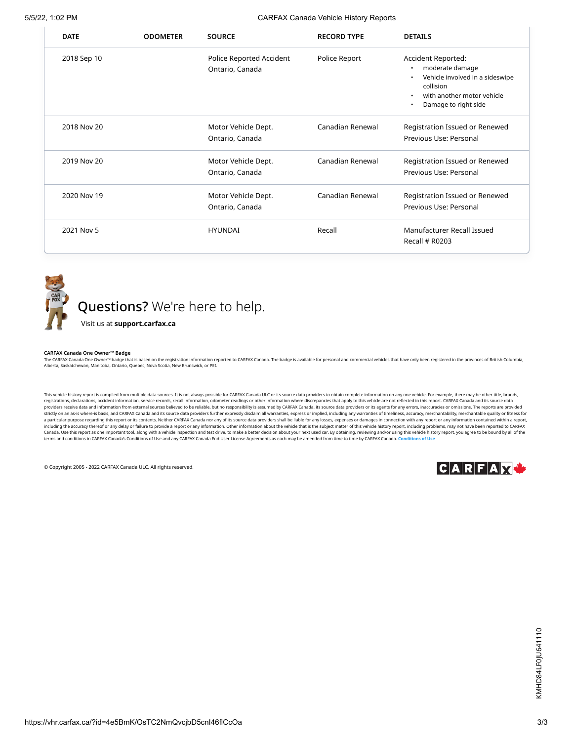| DATE | ODOMETER | SOURCE | RECORD TYPE | DETAILS |
|---|---|---|---|---|
| 2018 Sep 10 | | Police Reported Accident Ontario, Canada | Police Report | Accident Reported: • moderate damage • Vehicle involved in a sideswipe collision • with another motor vehicle • Damage to right side |
| 2018 Nov 20 | | Motor Vehicle Dept. Ontario, Canada | Canadian Renewal | Registration Issued or Renewed Previous Use: Personal |
| 2019 Nov 20 | | Motor Vehicle Dept. Ontario, Canada | Canadian Renewal | Registration Issued or Renewed Previous Use: Personal |
| 2020 Nov 19 | | Motor Vehicle Dept. Ontario, Canada | Canadian Renewal | Registration Issued or Renewed Previous Use: Personal |
| 2021 Nov 5 | | HYUNDAI | Recall | Manufacturer Recall Issued Recall # R0203 |

## **Questions?** We're here to help.

Visit us at **support.carfax.ca**

**CARFAX Canada One Owner™ Badge**

The CARFAX Canada One Owner™ badge that is based on the registration information reported to CARFAX Canada. The badge is available for personal and commercial vehicles that have only been registered in the provinces of British Columbia, Alberta, Saskatchewan, Manitoba, Ontario, Quebec, Nova Scotia, New Brunswick, or PEI.

This vehicle history report is compiled from multiple data sources. It is not always possible for CARFAX Canada ULC or its source data providers to obtain complete information on any one vehicle. For example, there may be other title, brands, registrations, declarations, accident information, service records, recall information, odometer readings or other information where discrepancies that apply to this vehicle are not reflected in this report. CARFAX Canada and its source data providers receive data and information from external sources believed to be reliable, but no responsibility is assumed by CARFAX Canada, its source data providers or its agents for any errors, inaccuracies or omissions. The reports are provided strictly on an as-is where-is basis, and CARFAX Canada and its source data providers further expressly disclaim all warranties, express or implied, including any warranties of timeliness, accuracy, merchantability, merchantable quality or fitness for a particular purpose regarding this report or its contents. Neither CARFAX Canada nor any of its source data providers shall be liable for any losses, expenses or damages in connection with any report or any information contained within a report, including the accuracy thereof or any delay or failure to provide a report or any information. Other information about the vehicle that is the subject matter of this vehicle history report, including problems, may not have been reported to CARFAX Canada. Use this report as one important tool, along with a vehicle inspection and test drive, to make a better decision about your next used car. By obtaining, reviewing and/or using this vehicle history report, you agree to be bound by all of the terms and conditions in CARFAX Canada's Conditions of Use and any CARFAX Canada End User License Agreements as each may be amended from time to time by CARFAX Canada. Conditions of Use

© Copyright 2005 - 2022 CARFAX Canada ULC. All rights reserved.

KMHD84LF0JU641110